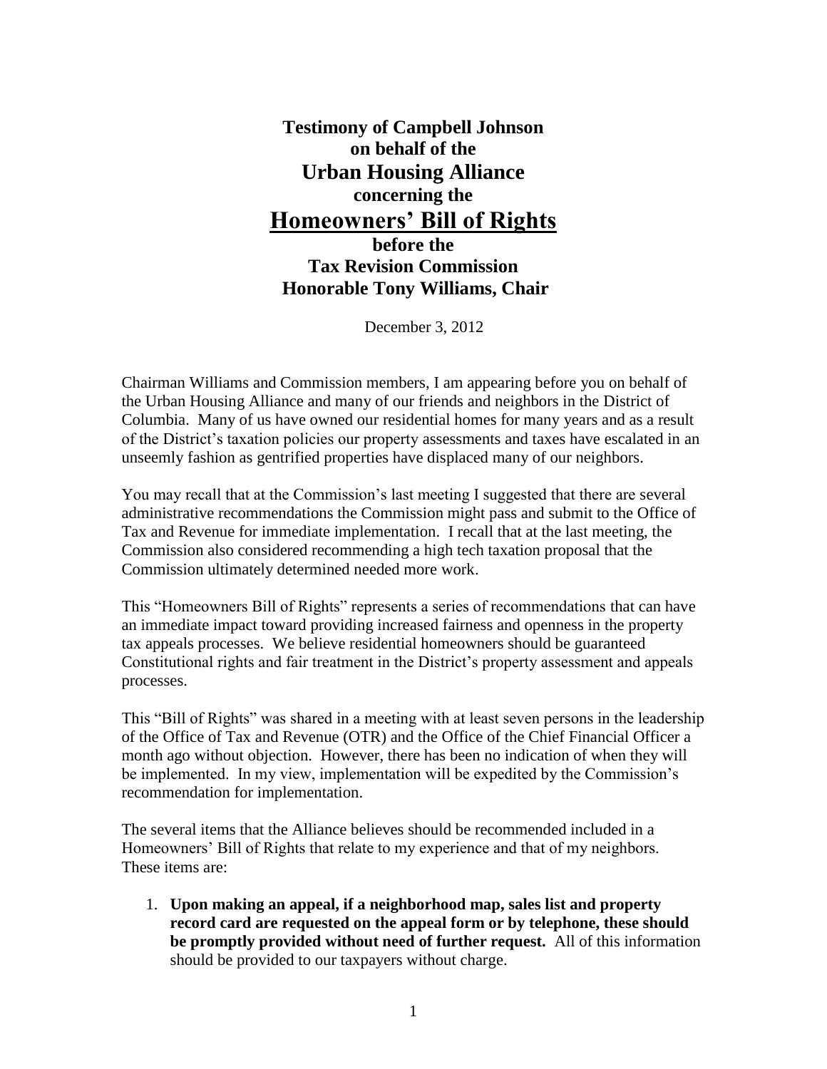**Testimony of Campbell Johnson**
**on behalf of the**
**Urban Housing Alliance**
**concerning the**

# Homeowners' Bill of Rights

**before the**
**Tax Revision Commission**
**Honorable Tony Williams, Chair**

December 3, 2012

Chairman Williams and Commission members, I am appearing before you on behalf of the Urban Housing Alliance and many of our friends and neighbors in the District of Columbia. Many of us have owned our residential homes for many years and as a result of the District's taxation policies our property assessments and taxes have escalated in an unseemly fashion as gentrified properties have displaced many of our neighbors.

You may recall that at the Commission's last meeting I suggested that there are several administrative recommendations the Commission might pass and submit to the Office of Tax and Revenue for immediate implementation. I recall that at the last meeting, the Commission also considered recommending a high tech taxation proposal that the Commission ultimately determined needed more work.

This "Homeowners Bill of Rights" represents a series of recommendations that can have an immediate impact toward providing increased fairness and openness in the property tax appeals processes. We believe residential homeowners should be guaranteed Constitutional rights and fair treatment in the District's property assessment and appeals processes.

This "Bill of Rights" was shared in a meeting with at least seven persons in the leadership of the Office of Tax and Revenue (OTR) and the Office of the Chief Financial Officer a month ago without objection. However, there has been no indication of when they will be implemented. In my view, implementation will be expedited by the Commission's recommendation for implementation.

The several items that the Alliance believes should be recommended included in a Homeowners' Bill of Rights that relate to my experience and that of my neighbors. These items are:

1. **Upon making an appeal, if a neighborhood map, sales list and property record card are requested on the appeal form or by telephone, these should be promptly provided without need of further request.** All of this information should be provided to our taxpayers without charge.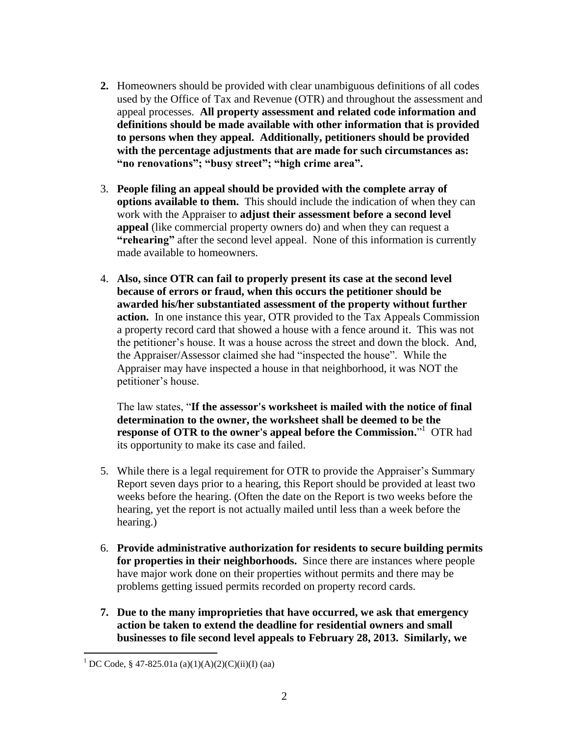2. Homeowners should be provided with clear unambiguous definitions of all codes used by the Office of Tax and Revenue (OTR) and throughout the assessment and appeal processes. **All property assessment and related code information and definitions should be made available with other information that is provided to persons when they appeal. Additionally, petitioners should be provided with the percentage adjustments that are made for such circumstances as: "no renovations"; "busy street"; "high crime area".**

3. **People filing an appeal should be provided with the complete array of options available to them.** This should include the indication of when they can work with the Appraiser to **adjust their assessment before a second level appeal** (like commercial property owners do) and when they can request a **"rehearing"** after the second level appeal. None of this information is currently made available to homeowners.

4. **Also, since OTR can fail to properly present its case at the second level because of errors or fraud, when this occurs the petitioner should be awarded his/her substantiated assessment of the property without further action.** In one instance this year, OTR provided to the Tax Appeals Commission a property record card that showed a house with a fence around it. This was not the petitioner's house. It was a house across the street and down the block. And, the Appraiser/Assessor claimed she had "inspected the house". While the Appraiser may have inspected a house in that neighborhood, it was NOT the petitioner's house.

   The law states, "**If the assessor's worksheet is mailed with the notice of final determination to the owner, the worksheet shall be deemed to be the response of OTR to the owner's appeal before the Commission.**"[1] OTR had its opportunity to make its case and failed.

5. While there is a legal requirement for OTR to provide the Appraiser's Summary Report seven days prior to a hearing, this Report should be provided at least two weeks before the hearing. (Often the date on the Report is two weeks before the hearing, yet the report is not actually mailed until less than a week before the hearing.)

6. **Provide administrative authorization for residents to secure building permits for properties in their neighborhoods.** Since there are instances where people have major work done on their properties without permits and there may be problems getting issued permits recorded on property record cards.

7. **Due to the many improprieties that have occurred, we ask that emergency action be taken to extend the deadline for residential owners and small businesses to file second level appeals to February 28, 2013. Similarly, we**

---

[1] DC Code, § 47-825.01a (a)(1)(A)(2)(C)(ii)(I) (aa)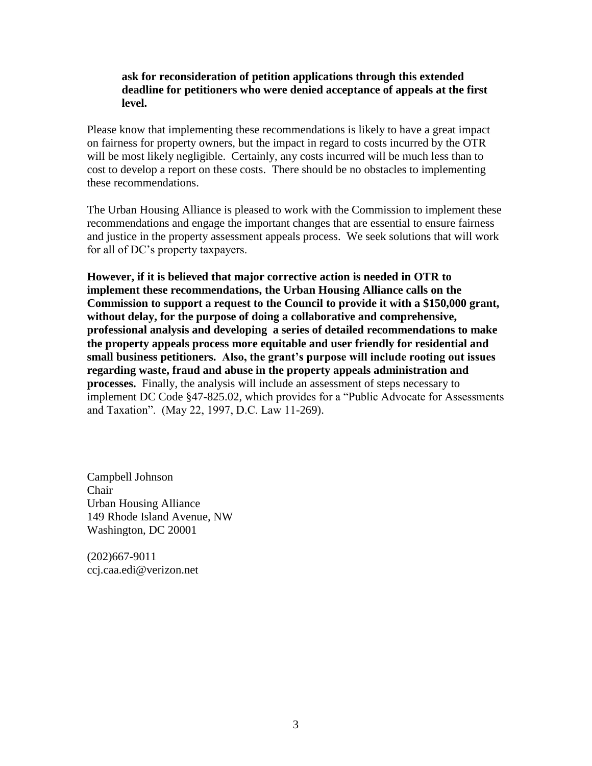**ask for reconsideration of petition applications through this extended deadline for petitioners who were denied acceptance of appeals at the first level.**

Please know that implementing these recommendations is likely to have a great impact on fairness for property owners, but the impact in regard to costs incurred by the OTR will be most likely negligible. Certainly, any costs incurred will be much less than to cost to develop a report on these costs. There should be no obstacles to implementing these recommendations.

The Urban Housing Alliance is pleased to work with the Commission to implement these recommendations and engage the important changes that are essential to ensure fairness and justice in the property assessment appeals process. We seek solutions that will work for all of DC's property taxpayers.

**However, if it is believed that major corrective action is needed in OTR to implement these recommendations, the Urban Housing Alliance calls on the Commission to support a request to the Council to provide it with a $150,000 grant, without delay, for the purpose of doing a collaborative and comprehensive, professional analysis and developing a series of detailed recommendations to make the property appeals process more equitable and user friendly for residential and small business petitioners. Also, the grant's purpose will include rooting out issues regarding waste, fraud and abuse in the property appeals administration and processes.** Finally, the analysis will include an assessment of steps necessary to implement DC Code §47-825.02, which provides for a "Public Advocate for Assessments and Taxation". (May 22, 1997, D.C. Law 11-269).

Campbell Johnson
Chair
Urban Housing Alliance
149 Rhode Island Avenue, NW
Washington, DC 20001

(202)667-9011
ccj.caa.edi@verizon.net